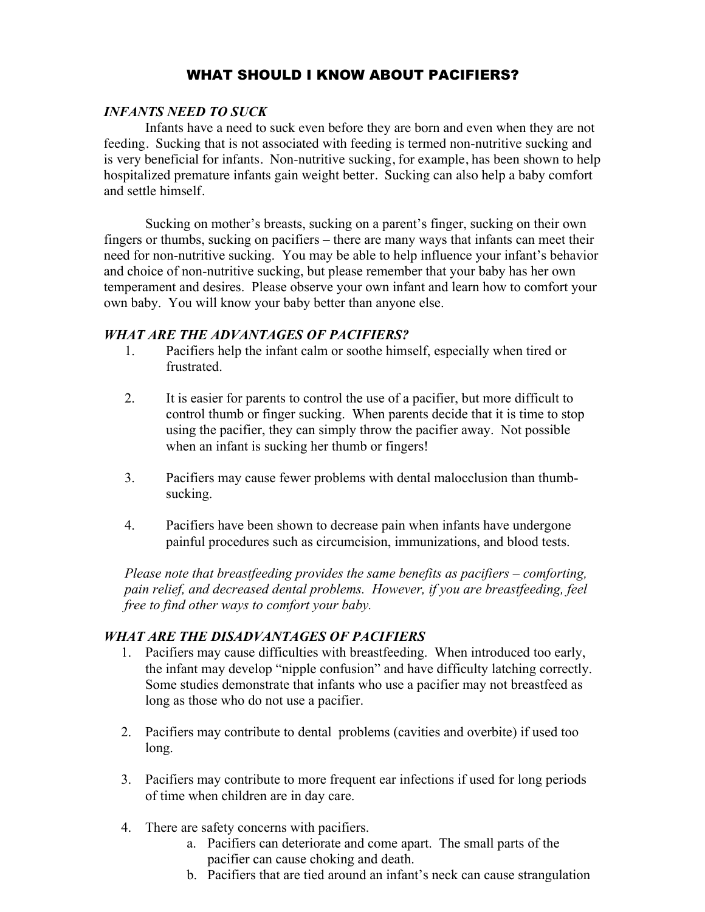# WHAT SHOULD I KNOW ABOUT PACIFIERS?

### *INFANTS NEED TO SUCK*

Infants have a need to suck even before they are born and even when they are not feeding. Sucking that is not associated with feeding is termed non-nutritive sucking and is very beneficial for infants. Non-nutritive sucking, for example, has been shown to help hospitalized premature infants gain weight better. Sucking can also help a baby comfort and settle himself.

Sucking on mother's breasts, sucking on a parent's finger, sucking on their own fingers or thumbs, sucking on pacifiers – there are many ways that infants can meet their need for non-nutritive sucking. You may be able to help influence your infant's behavior and choice of non-nutritive sucking, but please remember that your baby has her own temperament and desires. Please observe your own infant and learn how to comfort your own baby. You will know your baby better than anyone else.

### *WHAT ARE THE ADVANTAGES OF PACIFIERS?*

1. Pacifiers help the infant calm or soothe himself, especially when tired or frustrated.

2. It is easier for parents to control the use of a pacifier, but more difficult to control thumb or finger sucking. When parents decide that it is time to stop using the pacifier, they can simply throw the pacifier away. Not possible when an infant is sucking her thumb or fingers!

3. Pacifiers may cause fewer problems with dental malocclusion than thumb-sucking.

4. Pacifiers have been shown to decrease pain when infants have undergone painful procedures such as circumcision, immunizations, and blood tests.

*Please note that breastfeeding provides the same benefits as pacifiers – comforting, pain relief, and decreased dental problems. However, if you are breastfeeding, feel free to find other ways to comfort your baby.*

### *WHAT ARE THE DISADVANTAGES OF PACIFIERS*

1. Pacifiers may cause difficulties with breastfeeding. When introduced too early, the infant may develop "nipple confusion" and have difficulty latching correctly. Some studies demonstrate that infants who use a pacifier may not breastfeed as long as those who do not use a pacifier.

2. Pacifiers may contribute to dental problems (cavities and overbite) if used too long.

3. Pacifiers may contribute to more frequent ear infections if used for long periods of time when children are in day care.

4. There are safety concerns with pacifiers.
   a. Pacifiers can deteriorate and come apart. The small parts of the pacifier can cause choking and death.
   b. Pacifiers that are tied around an infant's neck can cause strangulation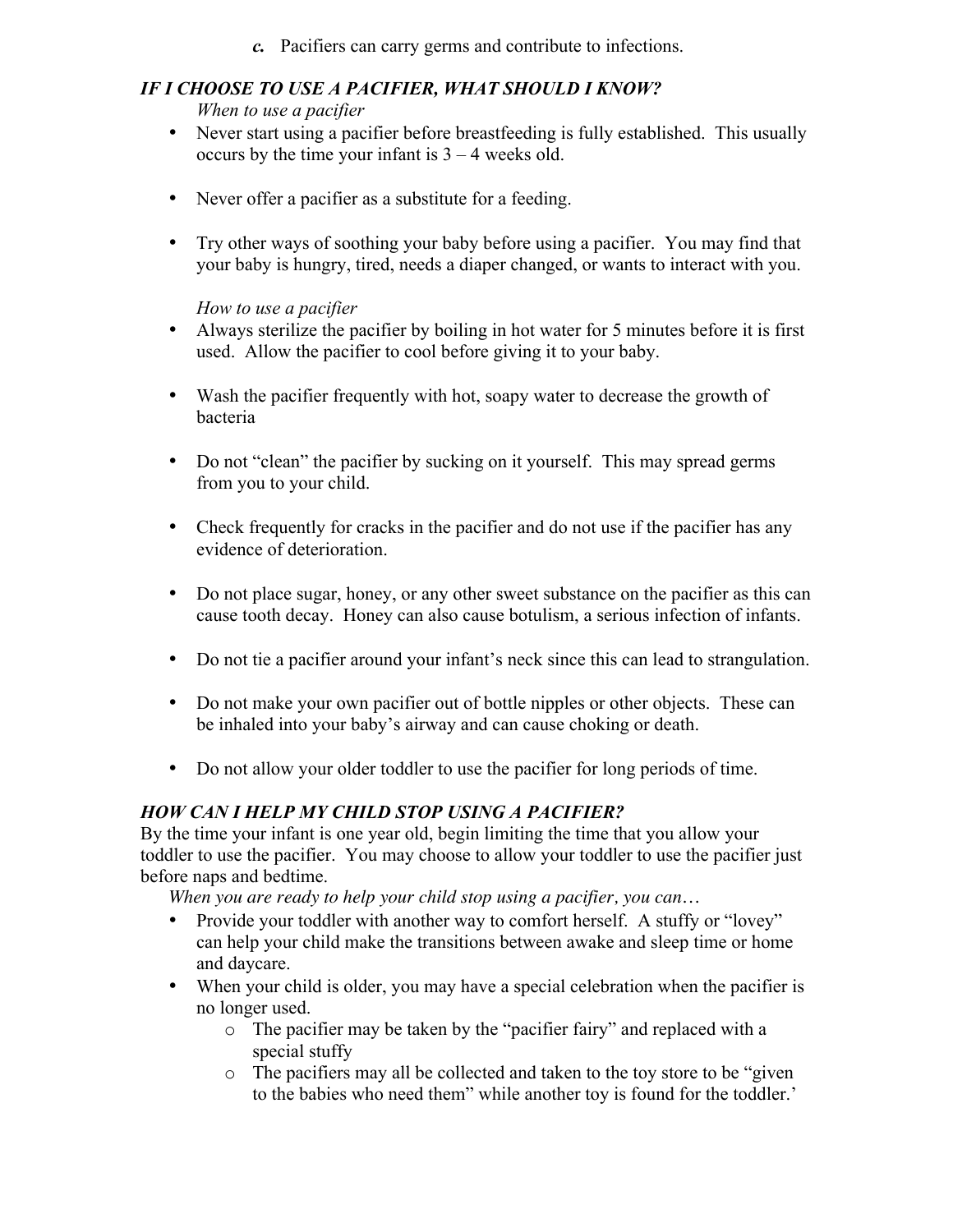*c.* Pacifiers can carry germs and contribute to infections.

### *IF I CHOOSE TO USE A PACIFIER, WHAT SHOULD I KNOW?*

*When to use a pacifier*

- Never start using a pacifier before breastfeeding is fully established. This usually occurs by the time your infant is 3 – 4 weeks old.
- Never offer a pacifier as a substitute for a feeding.
- Try other ways of soothing your baby before using a pacifier. You may find that your baby is hungry, tired, needs a diaper changed, or wants to interact with you.

*How to use a pacifier*

- Always sterilize the pacifier by boiling in hot water for 5 minutes before it is first used. Allow the pacifier to cool before giving it to your baby.
- Wash the pacifier frequently with hot, soapy water to decrease the growth of bacteria
- Do not "clean" the pacifier by sucking on it yourself. This may spread germs from you to your child.
- Check frequently for cracks in the pacifier and do not use if the pacifier has any evidence of deterioration.
- Do not place sugar, honey, or any other sweet substance on the pacifier as this can cause tooth decay. Honey can also cause botulism, a serious infection of infants.
- Do not tie a pacifier around your infant's neck since this can lead to strangulation.
- Do not make your own pacifier out of bottle nipples or other objects. These can be inhaled into your baby's airway and can cause choking or death.
- Do not allow your older toddler to use the pacifier for long periods of time.

### *HOW CAN I HELP MY CHILD STOP USING A PACIFIER?*

By the time your infant is one year old, begin limiting the time that you allow your toddler to use the pacifier. You may choose to allow your toddler to use the pacifier just before naps and bedtime.

*When you are ready to help your child stop using a pacifier, you can…*

- Provide your toddler with another way to comfort herself. A stuffy or "lovey" can help your child make the transitions between awake and sleep time or home and daycare.
- When your child is older, you may have a special celebration when the pacifier is no longer used.
  - The pacifier may be taken by the "pacifier fairy" and replaced with a special stuffy
  - The pacifiers may all be collected and taken to the toy store to be "given to the babies who need them" while another toy is found for the toddler.'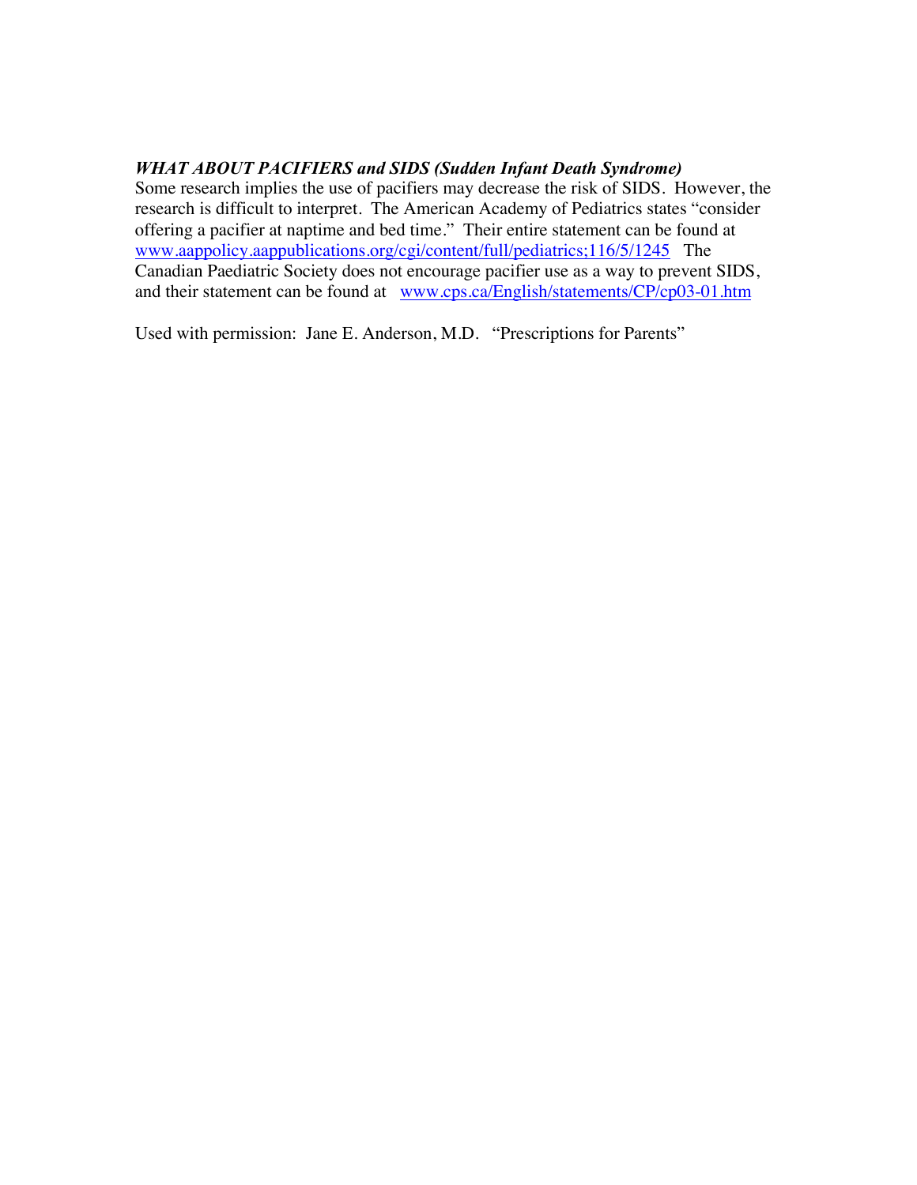***WHAT ABOUT PACIFIERS and SIDS (Sudden Infant Death Syndrome)***

Some research implies the use of pacifiers may decrease the risk of SIDS. However, the research is difficult to interpret. The American Academy of Pediatrics states "consider offering a pacifier at naptime and bed time." Their entire statement can be found at www.aappolicy.aappublications.org/cgi/content/full/pediatrics;116/5/1245 The Canadian Paediatric Society does not encourage pacifier use as a way to prevent SIDS, and their statement can be found at www.cps.ca/English/statements/CP/cp03-01.htm

Used with permission: Jane E. Anderson, M.D. "Prescriptions for Parents"